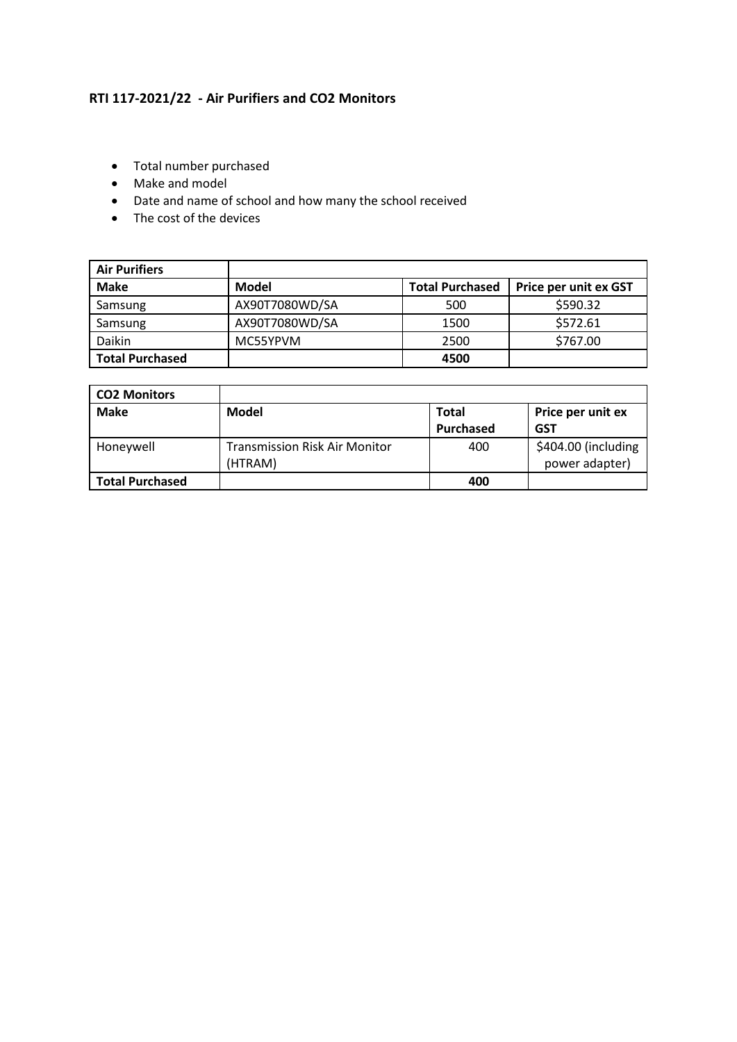**RTI 117-2021/22 - Air Purifiers and $CO_2$ Monitors**

- Total number purchased
- Make and model
- Date and name of school and how many the school received
- The cost of the devices

| **Air Purifiers** | | | |
|---|---|---|---|
| **Make** | **Model** | **Total Purchased** | **Price per unit ex GST** |
| Samsung | AX90T7080WD/SA | 500 | $590.32 |
| Samsung | AX90T7080WD/SA | 1500 | $572.61 |
| Daikin | MC55YPVM | 2500 | $767.00 |
| **Total Purchased** | | **4500** | |

| **$CO_2$ Monitors** | | | |
|---|---|---|---|
| **Make** | **Model** | **Total Purchased** | **Price per unit ex GST** |
| Honeywell | Transmission Risk Air Monitor (HTRAM) | 400 | $404.00 (including power adapter) |
| **Total Purchased** | | **400** | |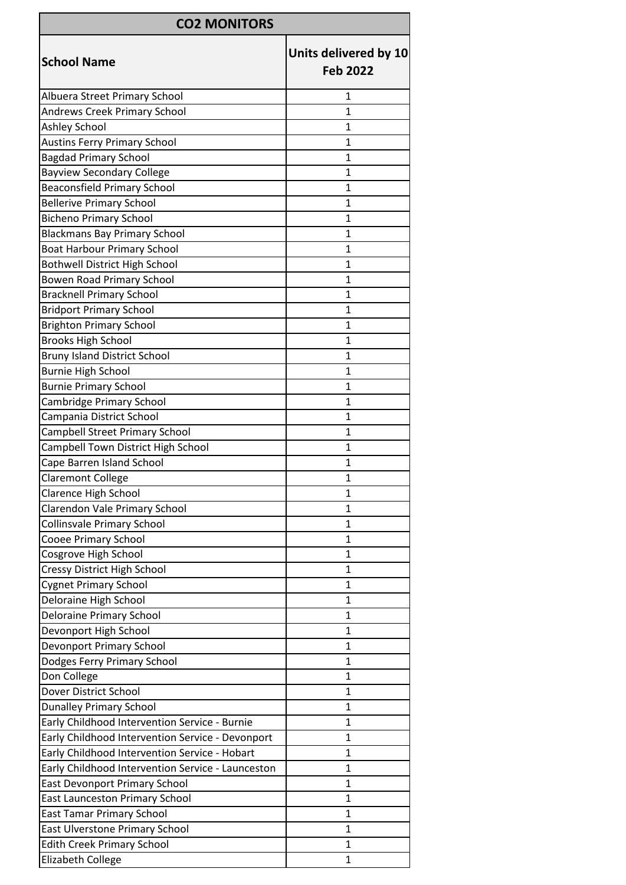| CO2 MONITORS | |
|---|---|
| **School Name** | **Units delivered by 10 Feb 2022** |
| Albuera Street Primary School | 1 |
| Andrews Creek Primary School | 1 |
| Ashley School | 1 |
| Austins Ferry Primary School | 1 |
| Bagdad Primary School | 1 |
| Bayview Secondary College | 1 |
| Beaconsfield Primary School | 1 |
| Bellerive Primary School | 1 |
| Bicheno Primary School | 1 |
| Blackmans Bay Primary School | 1 |
| Boat Harbour Primary School | 1 |
| Bothwell District High School | 1 |
| Bowen Road Primary School | 1 |
| Bracknell Primary School | 1 |
| Bridport Primary School | 1 |
| Brighton Primary School | 1 |
| Brooks High School | 1 |
| Bruny Island District School | 1 |
| Burnie High School | 1 |
| Burnie Primary School | 1 |
| Cambridge Primary School | 1 |
| Campania District School | 1 |
| Campbell Street Primary School | 1 |
| Campbell Town District High School | 1 |
| Cape Barren Island School | 1 |
| Claremont College | 1 |
| Clarence High School | 1 |
| Clarendon Vale Primary School | 1 |
| Collinsvale Primary School | 1 |
| Cooee Primary School | 1 |
| Cosgrove High School | 1 |
| Cressy District High School | 1 |
| Cygnet Primary School | 1 |
| Deloraine High School | 1 |
| Deloraine Primary School | 1 |
| Devonport High School | 1 |
| Devonport Primary School | 1 |
| Dodges Ferry Primary School | 1 |
| Don College | 1 |
| Dover District School | 1 |
| Dunalley Primary School | 1 |
| Early Childhood Intervention Service - Burnie | 1 |
| Early Childhood Intervention Service - Devonport | 1 |
| Early Childhood Intervention Service - Hobart | 1 |
| Early Childhood Intervention Service - Launceston | 1 |
| East Devonport Primary School | 1 |
| East Launceston Primary School | 1 |
| East Tamar Primary School | 1 |
| East Ulverstone Primary School | 1 |
| Edith Creek Primary School | 1 |
| Elizabeth College | 1 |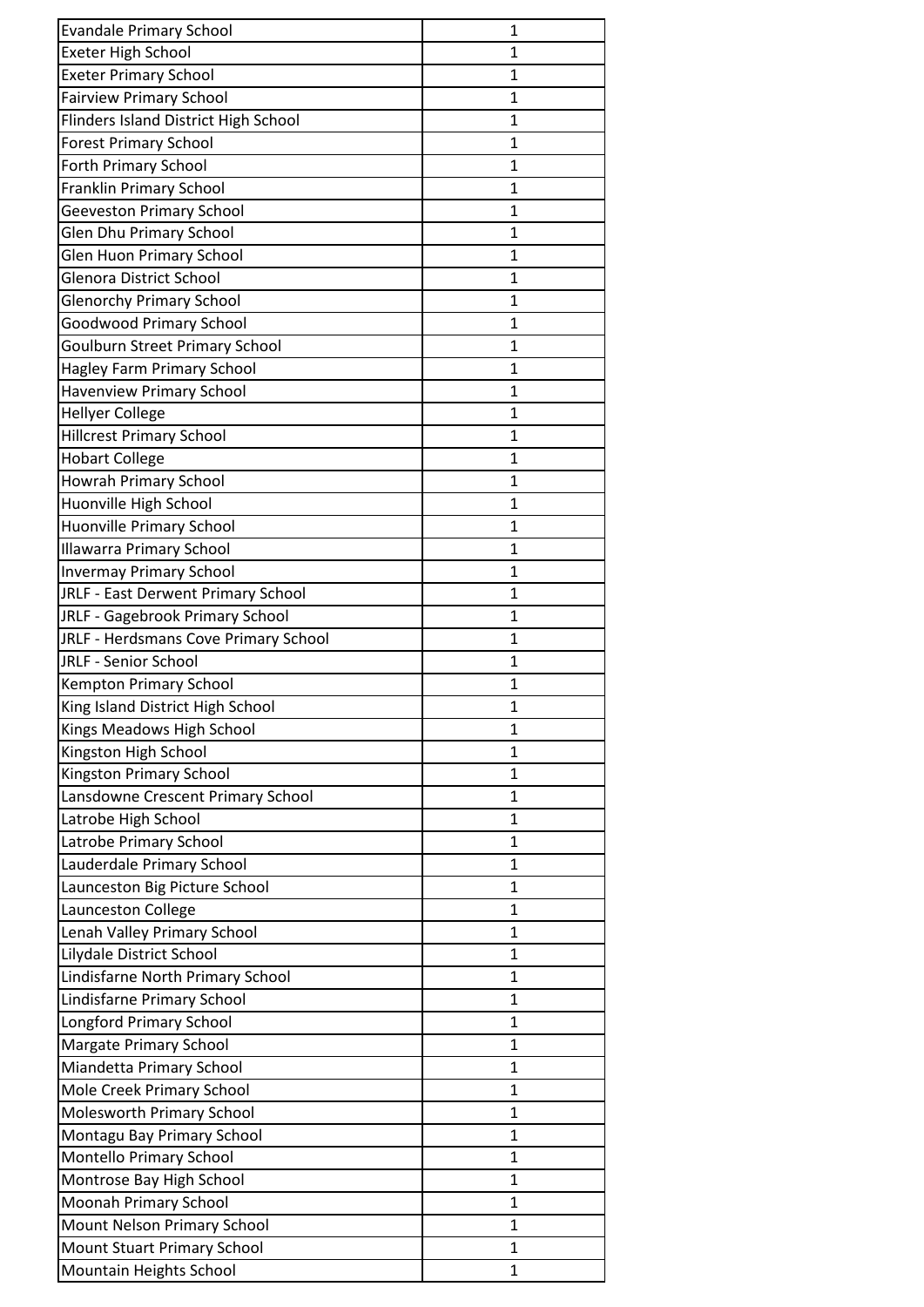| | |
|---|---|
| Evandale Primary School | 1 |
| Exeter High School | 1 |
| Exeter Primary School | 1 |
| Fairview Primary School | 1 |
| Flinders Island District High School | 1 |
| Forest Primary School | 1 |
| Forth Primary School | 1 |
| Franklin Primary School | 1 |
| Geeveston Primary School | 1 |
| Glen Dhu Primary School | 1 |
| Glen Huon Primary School | 1 |
| Glenora District School | 1 |
| Glenorchy Primary School | 1 |
| Goodwood Primary School | 1 |
| Goulburn Street Primary School | 1 |
| Hagley Farm Primary School | 1 |
| Havenview Primary School | 1 |
| Hellyer College | 1 |
| Hillcrest Primary School | 1 |
| Hobart College | 1 |
| Howrah Primary School | 1 |
| Huonville High School | 1 |
| Huonville Primary School | 1 |
| Illawarra Primary School | 1 |
| Invermay Primary School | 1 |
| JRLF - East Derwent Primary School | 1 |
| JRLF - Gagebrook Primary School | 1 |
| JRLF - Herdsmans Cove Primary School | 1 |
| JRLF - Senior School | 1 |
| Kempton Primary School | 1 |
| King Island District High School | 1 |
| Kings Meadows High School | 1 |
| Kingston High School | 1 |
| Kingston Primary School | 1 |
| Lansdowne Crescent Primary School | 1 |
| Latrobe High School | 1 |
| Latrobe Primary School | 1 |
| Lauderdale Primary School | 1 |
| Launceston Big Picture School | 1 |
| Launceston College | 1 |
| Lenah Valley Primary School | 1 |
| Lilydale District School | 1 |
| Lindisfarne North Primary School | 1 |
| Lindisfarne Primary School | 1 |
| Longford Primary School | 1 |
| Margate Primary School | 1 |
| Miandetta Primary School | 1 |
| Mole Creek Primary School | 1 |
| Molesworth Primary School | 1 |
| Montagu Bay Primary School | 1 |
| Montello Primary School | 1 |
| Montrose Bay High School | 1 |
| Moonah Primary School | 1 |
| Mount Nelson Primary School | 1 |
| Mount Stuart Primary School | 1 |
| Mountain Heights School | 1 |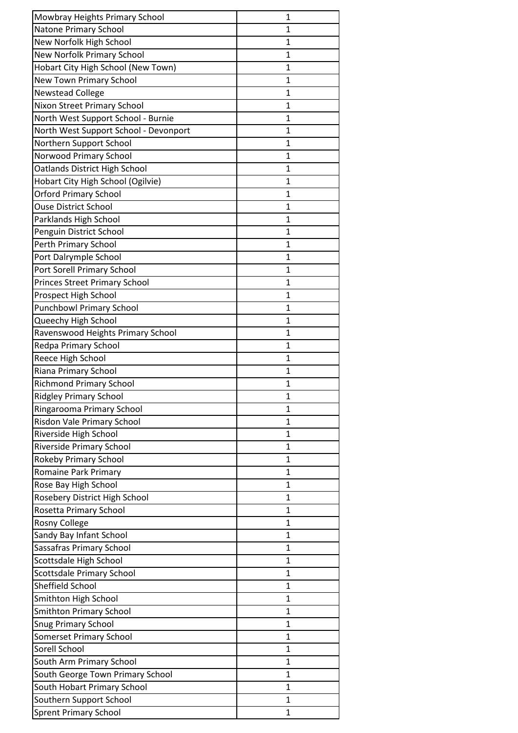| Mowbray Heights Primary School | 1 |
|---|---|
| Natone Primary School | 1 |
| New Norfolk High School | 1 |
| New Norfolk Primary School | 1 |
| Hobart City High School (New Town) | 1 |
| New Town Primary School | 1 |
| Newstead College | 1 |
| Nixon Street Primary School | 1 |
| North West Support School - Burnie | 1 |
| North West Support School - Devonport | 1 |
| Northern Support School | 1 |
| Norwood Primary School | 1 |
| Oatlands District High School | 1 |
| Hobart City High School (Ogilvie) | 1 |
| Orford Primary School | 1 |
| Ouse District School | 1 |
| Parklands High School | 1 |
| Penguin District School | 1 |
| Perth Primary School | 1 |
| Port Dalrymple School | 1 |
| Port Sorell Primary School | 1 |
| Princes Street Primary School | 1 |
| Prospect High School | 1 |
| Punchbowl Primary School | 1 |
| Queechy High School | 1 |
| Ravenswood Heights Primary School | 1 |
| Redpa Primary School | 1 |
| Reece High School | 1 |
| Riana Primary School | 1 |
| Richmond Primary School | 1 |
| Ridgley Primary School | 1 |
| Ringarooma Primary School | 1 |
| Risdon Vale Primary School | 1 |
| Riverside High School | 1 |
| Riverside Primary School | 1 |
| Rokeby Primary School | 1 |
| Romaine Park Primary | 1 |
| Rose Bay High School | 1 |
| Rosebery District High School | 1 |
| Rosetta Primary School | 1 |
| Rosny College | 1 |
| Sandy Bay Infant School | 1 |
| Sassafras Primary School | 1 |
| Scottsdale High School | 1 |
| Scottsdale Primary School | 1 |
| Sheffield School | 1 |
| Smithton High School | 1 |
| Smithton Primary School | 1 |
| Snug Primary School | 1 |
| Somerset Primary School | 1 |
| Sorell School | 1 |
| South Arm Primary School | 1 |
| South George Town Primary School | 1 |
| South Hobart Primary School | 1 |
| Southern Support School | 1 |
| Sprent Primary School | 1 |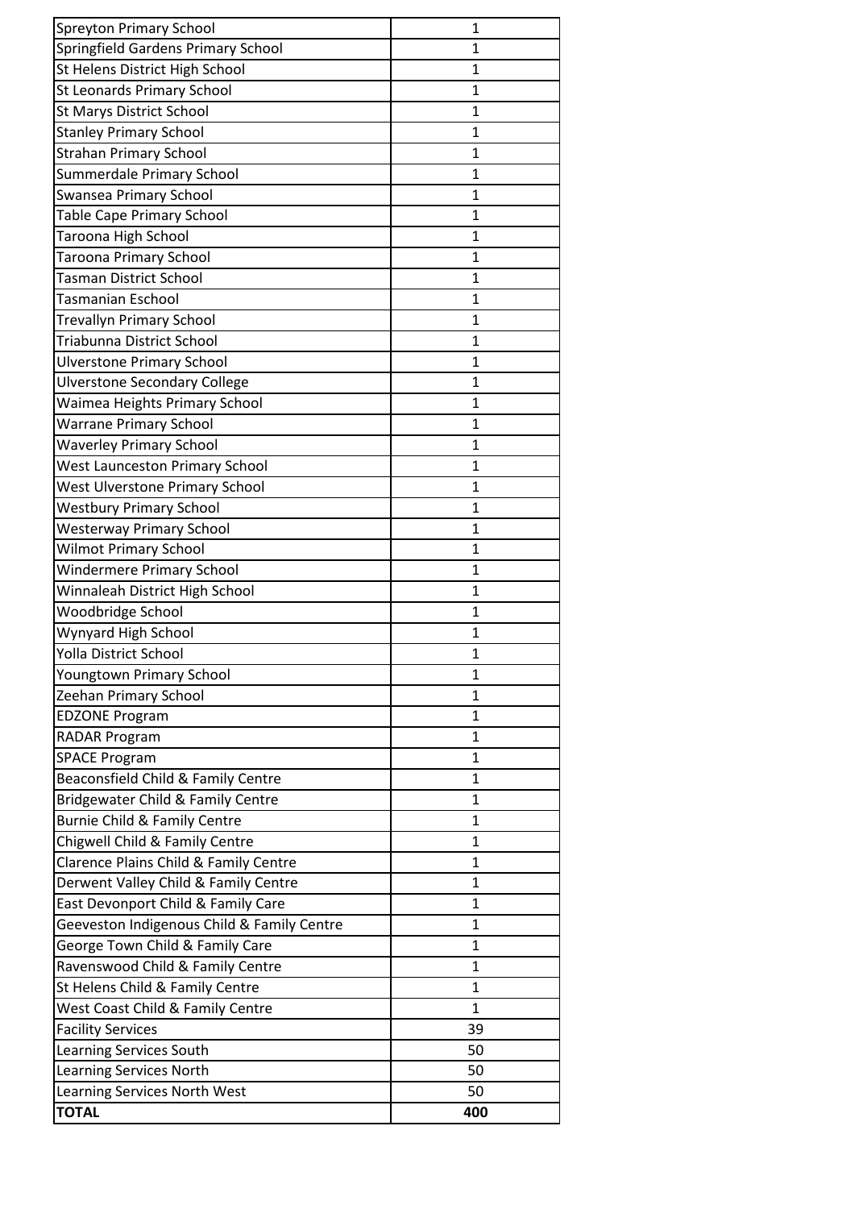| | |
|---|---|
| Spreyton Primary School | 1 |
| Springfield Gardens Primary School | 1 |
| St Helens District High School | 1 |
| St Leonards Primary School | 1 |
| St Marys District School | 1 |
| Stanley Primary School | 1 |
| Strahan Primary School | 1 |
| Summerdale Primary School | 1 |
| Swansea Primary School | 1 |
| Table Cape Primary School | 1 |
| Taroona High School | 1 |
| Taroona Primary School | 1 |
| Tasman District School | 1 |
| Tasmanian Eschool | 1 |
| Trevallyn Primary School | 1 |
| Triabunna District School | 1 |
| Ulverstone Primary School | 1 |
| Ulverstone Secondary College | 1 |
| Waimea Heights Primary School | 1 |
| Warrane Primary School | 1 |
| Waverley Primary School | 1 |
| West Launceston Primary School | 1 |
| West Ulverstone Primary School | 1 |
| Westbury Primary School | 1 |
| Westerway Primary School | 1 |
| Wilmot Primary School | 1 |
| Windermere Primary School | 1 |
| Winnaleah District High School | 1 |
| Woodbridge School | 1 |
| Wynyard High School | 1 |
| Yolla District School | 1 |
| Youngtown Primary School | 1 |
| Zeehan Primary School | 1 |
| EDZONE Program | 1 |
| RADAR Program | 1 |
| SPACE Program | 1 |
| Beaconsfield Child & Family Centre | 1 |
| Bridgewater Child & Family Centre | 1 |
| Burnie Child & Family Centre | 1 |
| Chigwell Child & Family Centre | 1 |
| Clarence Plains Child & Family Centre | 1 |
| Derwent Valley Child & Family Centre | 1 |
| East Devonport Child & Family Care | 1 |
| Geeveston Indigenous Child & Family Centre | 1 |
| George Town Child & Family Care | 1 |
| Ravenswood Child & Family Centre | 1 |
| St Helens Child & Family Centre | 1 |
| West Coast Child & Family Centre | 1 |
| Facility Services | 39 |
| Learning Services South | 50 |
| Learning Services North | 50 |
| Learning Services North West | 50 |
| **TOTAL** | **400** |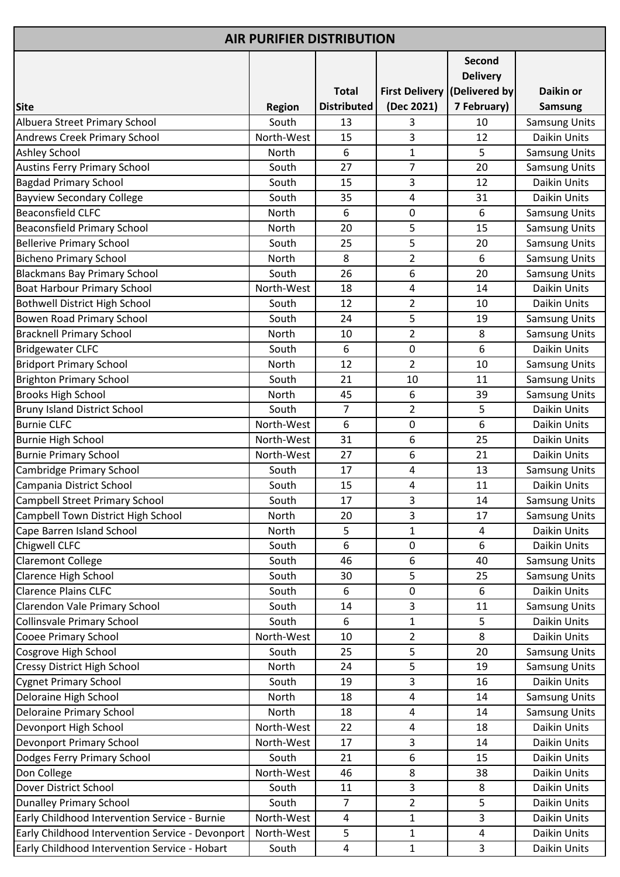| AIR PURIFIER DISTRIBUTION | | | | | |
|---|---|---|---|---|---|
| **Site** | **Region** | **Total Distributed** | **First Delivery (Dec 2021)** | **Second Delivery (Delivered by 7 February)** | **Daikin or Samsung** |
| Albuera Street Primary School | South | 13 | 3 | 10 | Samsung Units |
| Andrews Creek Primary School | North-West | 15 | 3 | 12 | Daikin Units |
| Ashley School | North | 6 | 1 | 5 | Samsung Units |
| Austins Ferry Primary School | South | 27 | 7 | 20 | Samsung Units |
| Bagdad Primary School | South | 15 | 3 | 12 | Daikin Units |
| Bayview Secondary College | South | 35 | 4 | 31 | Daikin Units |
| Beaconsfield CLFC | North | 6 | 0 | 6 | Samsung Units |
| Beaconsfield Primary School | North | 20 | 5 | 15 | Samsung Units |
| Bellerive Primary School | South | 25 | 5 | 20 | Samsung Units |
| Bicheno Primary School | North | 8 | 2 | 6 | Samsung Units |
| Blackmans Bay Primary School | South | 26 | 6 | 20 | Samsung Units |
| Boat Harbour Primary School | North-West | 18 | 4 | 14 | Daikin Units |
| Bothwell District High School | South | 12 | 2 | 10 | Daikin Units |
| Bowen Road Primary School | South | 24 | 5 | 19 | Samsung Units |
| Bracknell Primary School | North | 10 | 2 | 8 | Samsung Units |
| Bridgewater CLFC | South | 6 | 0 | 6 | Daikin Units |
| Bridport Primary School | North | 12 | 2 | 10 | Samsung Units |
| Brighton Primary School | South | 21 | 10 | 11 | Samsung Units |
| Brooks High School | North | 45 | 6 | 39 | Samsung Units |
| Bruny Island District School | South | 7 | 2 | 5 | Daikin Units |
| Burnie CLFC | North-West | 6 | 0 | 6 | Daikin Units |
| Burnie High School | North-West | 31 | 6 | 25 | Daikin Units |
| Burnie Primary School | North-West | 27 | 6 | 21 | Daikin Units |
| Cambridge Primary School | South | 17 | 4 | 13 | Samsung Units |
| Campania District School | South | 15 | 4 | 11 | Daikin Units |
| Campbell Street Primary School | South | 17 | 3 | 14 | Samsung Units |
| Campbell Town District High School | North | 20 | 3 | 17 | Samsung Units |
| Cape Barren Island School | North | 5 | 1 | 4 | Daikin Units |
| Chigwell CLFC | South | 6 | 0 | 6 | Daikin Units |
| Claremont College | South | 46 | 6 | 40 | Samsung Units |
| Clarence High School | South | 30 | 5 | 25 | Samsung Units |
| Clarence Plains CLFC | South | 6 | 0 | 6 | Daikin Units |
| Clarendon Vale Primary School | South | 14 | 3 | 11 | Samsung Units |
| Collinsvale Primary School | South | 6 | 1 | 5 | Daikin Units |
| Cooee Primary School | North-West | 10 | 2 | 8 | Daikin Units |
| Cosgrove High School | South | 25 | 5 | 20 | Samsung Units |
| Cressy District High School | North | 24 | 5 | 19 | Samsung Units |
| Cygnet Primary School | South | 19 | 3 | 16 | Daikin Units |
| Deloraine High School | North | 18 | 4 | 14 | Samsung Units |
| Deloraine Primary School | North | 18 | 4 | 14 | Samsung Units |
| Devonport High School | North-West | 22 | 4 | 18 | Daikin Units |
| Devonport Primary School | North-West | 17 | 3 | 14 | Daikin Units |
| Dodges Ferry Primary School | South | 21 | 6 | 15 | Daikin Units |
| Don College | North-West | 46 | 8 | 38 | Daikin Units |
| Dover District School | South | 11 | 3 | 8 | Daikin Units |
| Dunalley Primary School | South | 7 | 2 | 5 | Daikin Units |
| Early Childhood Intervention Service - Burnie | North-West | 4 | 1 | 3 | Daikin Units |
| Early Childhood Intervention Service - Devonport | North-West | 5 | 1 | 4 | Daikin Units |
| Early Childhood Intervention Service - Hobart | South | 4 | 1 | 3 | Daikin Units |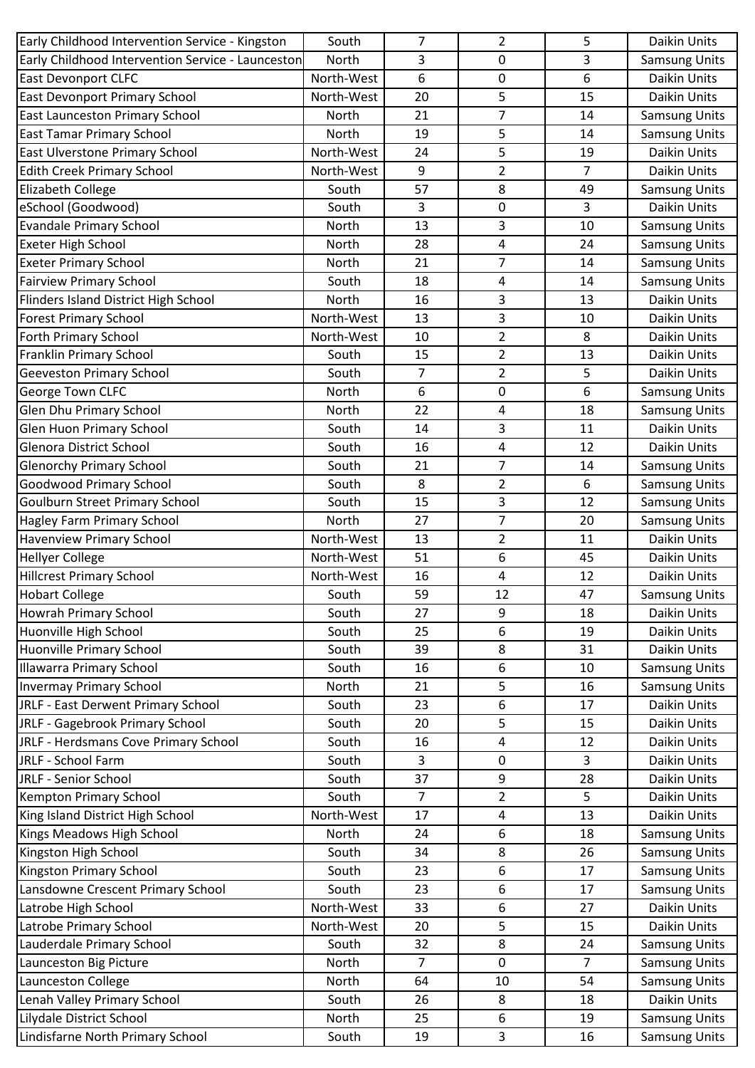| | | | | | |
|---|---|---|---|---|---|
| Early Childhood Intervention Service - Kingston | South | 7 | 2 | 5 | Daikin Units |
| Early Childhood Intervention Service - Launceston | North | 3 | 0 | 3 | Samsung Units |
| East Devonport CLFC | North-West | 6 | 0 | 6 | Daikin Units |
| East Devonport Primary School | North-West | 20 | 5 | 15 | Daikin Units |
| East Launceston Primary School | North | 21 | 7 | 14 | Samsung Units |
| East Tamar Primary School | North | 19 | 5 | 14 | Samsung Units |
| East Ulverstone Primary School | North-West | 24 | 5 | 19 | Daikin Units |
| Edith Creek Primary School | North-West | 9 | 2 | 7 | Daikin Units |
| Elizabeth College | South | 57 | 8 | 49 | Samsung Units |
| eSchool (Goodwood) | South | 3 | 0 | 3 | Daikin Units |
| Evandale Primary School | North | 13 | 3 | 10 | Samsung Units |
| Exeter High School | North | 28 | 4 | 24 | Samsung Units |
| Exeter Primary School | North | 21 | 7 | 14 | Samsung Units |
| Fairview Primary School | South | 18 | 4 | 14 | Samsung Units |
| Flinders Island District High School | North | 16 | 3 | 13 | Daikin Units |
| Forest Primary School | North-West | 13 | 3 | 10 | Daikin Units |
| Forth Primary School | North-West | 10 | 2 | 8 | Daikin Units |
| Franklin Primary School | South | 15 | 2 | 13 | Daikin Units |
| Geeveston Primary School | South | 7 | 2 | 5 | Daikin Units |
| George Town CLFC | North | 6 | 0 | 6 | Samsung Units |
| Glen Dhu Primary School | North | 22 | 4 | 18 | Samsung Units |
| Glen Huon Primary School | South | 14 | 3 | 11 | Daikin Units |
| Glenora District School | South | 16 | 4 | 12 | Daikin Units |
| Glenorchy Primary School | South | 21 | 7 | 14 | Samsung Units |
| Goodwood Primary School | South | 8 | 2 | 6 | Samsung Units |
| Goulburn Street Primary School | South | 15 | 3 | 12 | Samsung Units |
| Hagley Farm Primary School | North | 27 | 7 | 20 | Samsung Units |
| Havenview Primary School | North-West | 13 | 2 | 11 | Daikin Units |
| Hellyer College | North-West | 51 | 6 | 45 | Daikin Units |
| Hillcrest Primary School | North-West | 16 | 4 | 12 | Daikin Units |
| Hobart College | South | 59 | 12 | 47 | Samsung Units |
| Howrah Primary School | South | 27 | 9 | 18 | Daikin Units |
| Huonville High School | South | 25 | 6 | 19 | Daikin Units |
| Huonville Primary School | South | 39 | 8 | 31 | Daikin Units |
| Illawarra Primary School | South | 16 | 6 | 10 | Samsung Units |
| Invermay Primary School | North | 21 | 5 | 16 | Samsung Units |
| JRLF - East Derwent Primary School | South | 23 | 6 | 17 | Daikin Units |
| JRLF - Gagebrook Primary School | South | 20 | 5 | 15 | Daikin Units |
| JRLF - Herdsmans Cove Primary School | South | 16 | 4 | 12 | Daikin Units |
| JRLF - School Farm | South | 3 | 0 | 3 | Daikin Units |
| JRLF - Senior School | South | 37 | 9 | 28 | Daikin Units |
| Kempton Primary School | South | 7 | 2 | 5 | Daikin Units |
| King Island District High School | North-West | 17 | 4 | 13 | Daikin Units |
| Kings Meadows High School | North | 24 | 6 | 18 | Samsung Units |
| Kingston High School | South | 34 | 8 | 26 | Samsung Units |
| Kingston Primary School | South | 23 | 6 | 17 | Samsung Units |
| Lansdowne Crescent Primary School | South | 23 | 6 | 17 | Samsung Units |
| Latrobe High School | North-West | 33 | 6 | 27 | Daikin Units |
| Latrobe Primary School | North-West | 20 | 5 | 15 | Daikin Units |
| Lauderdale Primary School | South | 32 | 8 | 24 | Samsung Units |
| Launceston Big Picture | North | 7 | 0 | 7 | Samsung Units |
| Launceston College | North | 64 | 10 | 54 | Samsung Units |
| Lenah Valley Primary School | South | 26 | 8 | 18 | Daikin Units |
| Lilydale District School | North | 25 | 6 | 19 | Samsung Units |
| Lindisfarne North Primary School | South | 19 | 3 | 16 | Samsung Units |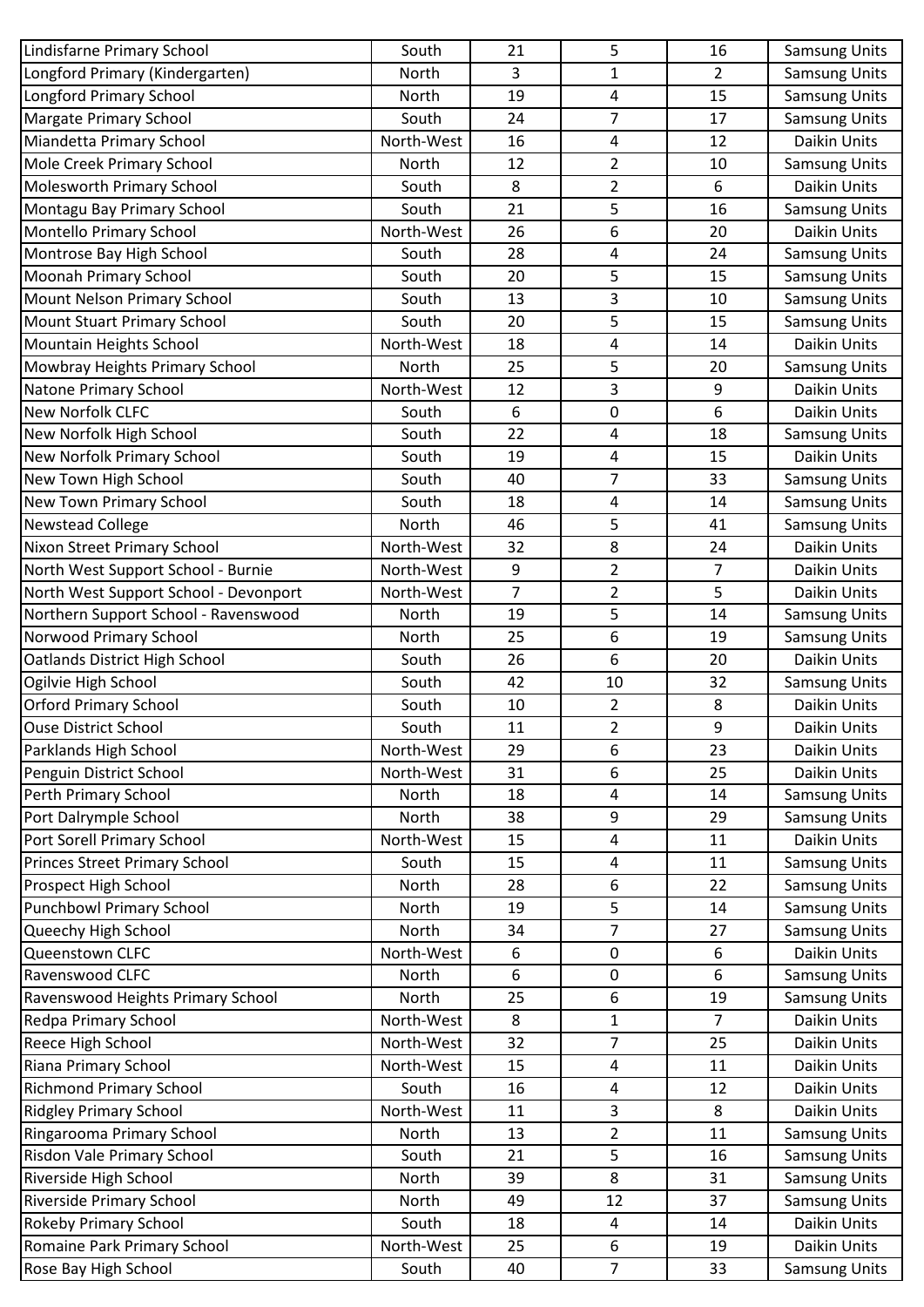| | | | | | |
|---|---|---|---|---|---|
| Lindisfarne Primary School | South | 21 | 5 | 16 | Samsung Units |
| Longford Primary (Kindergarten) | North | 3 | 1 | 2 | Samsung Units |
| Longford Primary School | North | 19 | 4 | 15 | Samsung Units |
| Margate Primary School | South | 24 | 7 | 17 | Samsung Units |
| Miandetta Primary School | North-West | 16 | 4 | 12 | Daikin Units |
| Mole Creek Primary School | North | 12 | 2 | 10 | Samsung Units |
| Molesworth Primary School | South | 8 | 2 | 6 | Daikin Units |
| Montagu Bay Primary School | South | 21 | 5 | 16 | Samsung Units |
| Montello Primary School | North-West | 26 | 6 | 20 | Daikin Units |
| Montrose Bay High School | South | 28 | 4 | 24 | Samsung Units |
| Moonah Primary School | South | 20 | 5 | 15 | Samsung Units |
| Mount Nelson Primary School | South | 13 | 3 | 10 | Samsung Units |
| Mount Stuart Primary School | South | 20 | 5 | 15 | Samsung Units |
| Mountain Heights School | North-West | 18 | 4 | 14 | Daikin Units |
| Mowbray Heights Primary School | North | 25 | 5 | 20 | Samsung Units |
| Natone Primary School | North-West | 12 | 3 | 9 | Daikin Units |
| New Norfolk CLFC | South | 6 | 0 | 6 | Daikin Units |
| New Norfolk High School | South | 22 | 4 | 18 | Samsung Units |
| New Norfolk Primary School | South | 19 | 4 | 15 | Daikin Units |
| New Town High School | South | 40 | 7 | 33 | Samsung Units |
| New Town Primary School | South | 18 | 4 | 14 | Samsung Units |
| Newstead College | North | 46 | 5 | 41 | Samsung Units |
| Nixon Street Primary School | North-West | 32 | 8 | 24 | Daikin Units |
| North West Support School - Burnie | North-West | 9 | 2 | 7 | Daikin Units |
| North West Support School - Devonport | North-West | 7 | 2 | 5 | Daikin Units |
| Northern Support School - Ravenswood | North | 19 | 5 | 14 | Samsung Units |
| Norwood Primary School | North | 25 | 6 | 19 | Samsung Units |
| Oatlands District High School | South | 26 | 6 | 20 | Daikin Units |
| Ogilvie High School | South | 42 | 10 | 32 | Samsung Units |
| Orford Primary School | South | 10 | 2 | 8 | Daikin Units |
| Ouse District School | South | 11 | 2 | 9 | Daikin Units |
| Parklands High School | North-West | 29 | 6 | 23 | Daikin Units |
| Penguin District School | North-West | 31 | 6 | 25 | Daikin Units |
| Perth Primary School | North | 18 | 4 | 14 | Samsung Units |
| Port Dalrymple School | North | 38 | 9 | 29 | Samsung Units |
| Port Sorell Primary School | North-West | 15 | 4 | 11 | Daikin Units |
| Princes Street Primary School | South | 15 | 4 | 11 | Samsung Units |
| Prospect High School | North | 28 | 6 | 22 | Samsung Units |
| Punchbowl Primary School | North | 19 | 5 | 14 | Samsung Units |
| Queechy High School | North | 34 | 7 | 27 | Samsung Units |
| Queenstown CLFC | North-West | 6 | 0 | 6 | Daikin Units |
| Ravenswood CLFC | North | 6 | 0 | 6 | Samsung Units |
| Ravenswood Heights Primary School | North | 25 | 6 | 19 | Samsung Units |
| Redpa Primary School | North-West | 8 | 1 | 7 | Daikin Units |
| Reece High School | North-West | 32 | 7 | 25 | Daikin Units |
| Riana Primary School | North-West | 15 | 4 | 11 | Daikin Units |
| Richmond Primary School | South | 16 | 4 | 12 | Daikin Units |
| Ridgley Primary School | North-West | 11 | 3 | 8 | Daikin Units |
| Ringarooma Primary School | North | 13 | 2 | 11 | Samsung Units |
| Risdon Vale Primary School | South | 21 | 5 | 16 | Samsung Units |
| Riverside High School | North | 39 | 8 | 31 | Samsung Units |
| Riverside Primary School | North | 49 | 12 | 37 | Samsung Units |
| Rokeby Primary School | South | 18 | 4 | 14 | Daikin Units |
| Romaine Park Primary School | North-West | 25 | 6 | 19 | Daikin Units |
| Rose Bay High School | South | 40 | 7 | 33 | Samsung Units |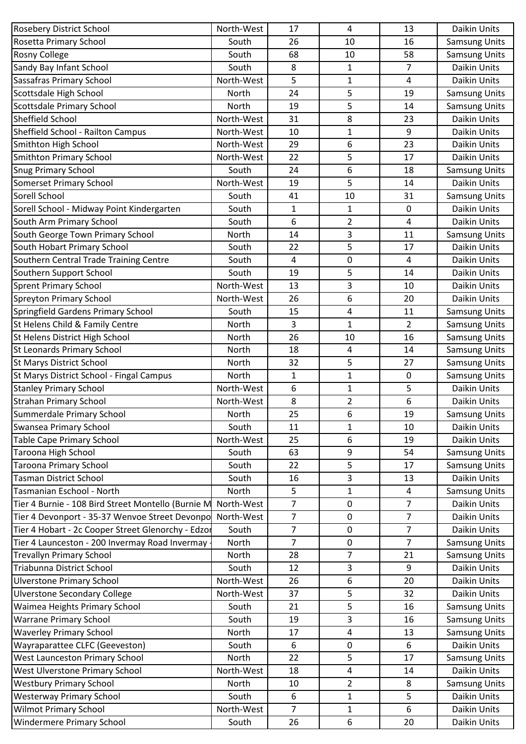| Rosebery District School | North-West | 17 | 4 | 13 | Daikin Units |
|---|---|---|---|---|---|
| Rosetta Primary School | South | 26 | 10 | 16 | Samsung Units |
| Rosny College | South | 68 | 10 | 58 | Samsung Units |
| Sandy Bay Infant School | South | 8 | 1 | 7 | Daikin Units |
| Sassafras Primary School | North-West | 5 | 1 | 4 | Daikin Units |
| Scottsdale High School | North | 24 | 5 | 19 | Samsung Units |
| Scottsdale Primary School | North | 19 | 5 | 14 | Samsung Units |
| Sheffield School | North-West | 31 | 8 | 23 | Daikin Units |
| Sheffield School - Railton Campus | North-West | 10 | 1 | 9 | Daikin Units |
| Smithton High School | North-West | 29 | 6 | 23 | Daikin Units |
| Smithton Primary School | North-West | 22 | 5 | 17 | Daikin Units |
| Snug Primary School | South | 24 | 6 | 18 | Samsung Units |
| Somerset Primary School | North-West | 19 | 5 | 14 | Daikin Units |
| Sorell School | South | 41 | 10 | 31 | Samsung Units |
| Sorell School - Midway Point Kindergarten | South | 1 | 1 | 0 | Daikin Units |
| South Arm Primary School | South | 6 | 2 | 4 | Daikin Units |
| South George Town Primary School | North | 14 | 3 | 11 | Samsung Units |
| South Hobart Primary School | South | 22 | 5 | 17 | Daikin Units |
| Southern Central Trade Training Centre | South | 4 | 0 | 4 | Daikin Units |
| Southern Support School | South | 19 | 5 | 14 | Daikin Units |
| Sprent Primary School | North-West | 13 | 3 | 10 | Daikin Units |
| Spreyton Primary School | North-West | 26 | 6 | 20 | Daikin Units |
| Springfield Gardens Primary School | South | 15 | 4 | 11 | Samsung Units |
| St Helens Child & Family Centre | North | 3 | 1 | 2 | Samsung Units |
| St Helens District High School | North | 26 | 10 | 16 | Samsung Units |
| St Leonards Primary School | North | 18 | 4 | 14 | Samsung Units |
| St Marys District School | North | 32 | 5 | 27 | Samsung Units |
| St Marys District School - Fingal Campus | North | 1 | 1 | 0 | Samsung Units |
| Stanley Primary School | North-West | 6 | 1 | 5 | Daikin Units |
| Strahan Primary School | North-West | 8 | 2 | 6 | Daikin Units |
| Summerdale Primary School | North | 25 | 6 | 19 | Samsung Units |
| Swansea Primary School | South | 11 | 1 | 10 | Daikin Units |
| Table Cape Primary School | North-West | 25 | 6 | 19 | Daikin Units |
| Taroona High School | South | 63 | 9 | 54 | Samsung Units |
| Taroona Primary School | South | 22 | 5 | 17 | Samsung Units |
| Tasman District School | South | 16 | 3 | 13 | Daikin Units |
| Tasmanian Eschool - North | North | 5 | 1 | 4 | Samsung Units |
| Tier 4 Burnie - 108 Bird Street Montello (Burnie M | North-West | 7 | 0 | 7 | Daikin Units |
| Tier 4 Devonport - 35-37 Wenvoe Street Devonpo | North-West | 7 | 0 | 7 | Daikin Units |
| Tier 4 Hobart - 2c Cooper Street Glenorchy - Edzo | South | 7 | 0 | 7 | Daikin Units |
| Tier 4 Launceston - 200 Invermay Road Invermay - | North | 7 | 0 | 7 | Samsung Units |
| Trevallyn Primary School | North | 28 | 7 | 21 | Samsung Units |
| Triabunna District School | South | 12 | 3 | 9 | Daikin Units |
| Ulverstone Primary School | North-West | 26 | 6 | 20 | Daikin Units |
| Ulverstone Secondary College | North-West | 37 | 5 | 32 | Daikin Units |
| Waimea Heights Primary School | South | 21 | 5 | 16 | Samsung Units |
| Warrane Primary School | South | 19 | 3 | 16 | Samsung Units |
| Waverley Primary School | North | 17 | 4 | 13 | Samsung Units |
| Wayraparattee CLFC (Geeveston) | South | 6 | 0 | 6 | Daikin Units |
| West Launceston Primary School | North | 22 | 5 | 17 | Samsung Units |
| West Ulverstone Primary School | North-West | 18 | 4 | 14 | Daikin Units |
| Westbury Primary School | North | 10 | 2 | 8 | Samsung Units |
| Westerway Primary School | South | 6 | 1 | 5 | Daikin Units |
| Wilmot Primary School | North-West | 7 | 1 | 6 | Daikin Units |
| Windermere Primary School | South | 26 | 6 | 20 | Daikin Units |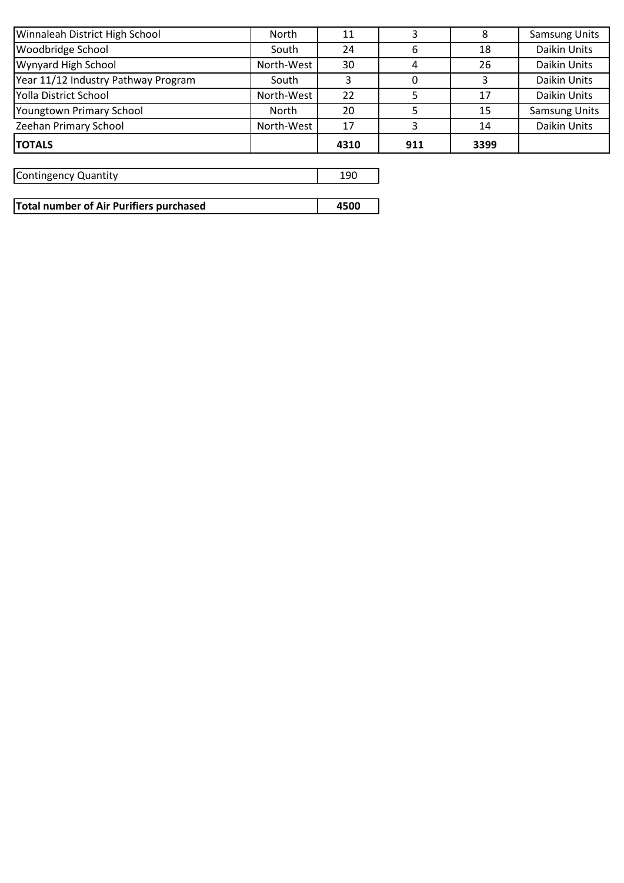| | | | | | |
|---|---|---|---|---|---|
| Winnaleah District High School | North | 11 | 3 | 8 | Samsung Units |
| Woodbridge School | South | 24 | 6 | 18 | Daikin Units |
| Wynyard High School | North-West | 30 | 4 | 26 | Daikin Units |
| Year 11/12 Industry Pathway Program | South | 3 | 0 | 3 | Daikin Units |
| Yolla District School | North-West | 22 | 5 | 17 | Daikin Units |
| Youngtown Primary School | North | 20 | 5 | 15 | Samsung Units |
| Zeehan Primary School | North-West | 17 | 3 | 14 | Daikin Units |
| **TOTALS** | | **4310** | **911** | **3399** | |

| | |
|---|---|
| Contingency Quantity | 190 |

| | |
|---|---|
| **Total number of Air Purifiers purchased** | **4500** |